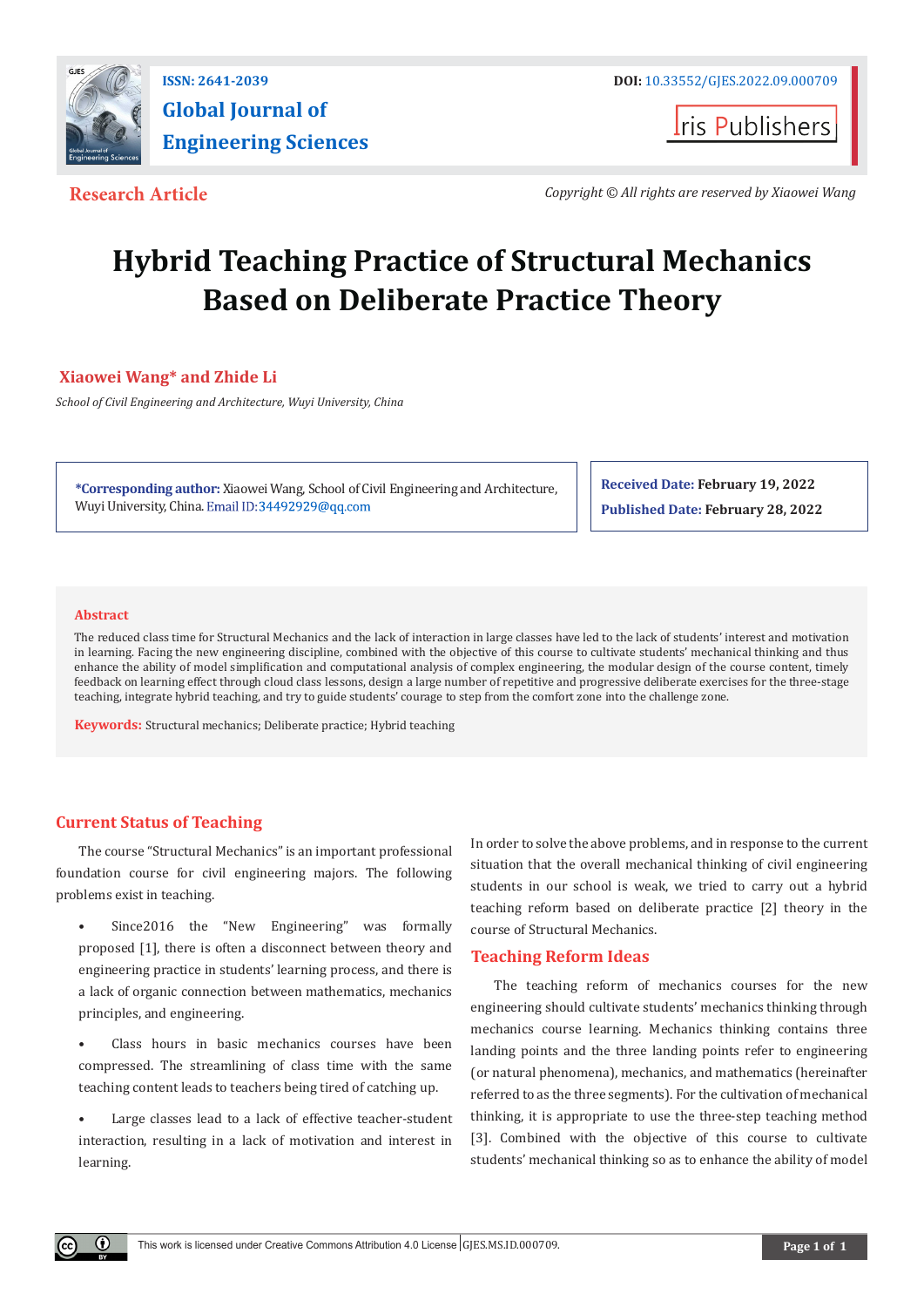ISSN: 2641-2039

# Global Journal of Engineering Sciences

DOI: 10.33552/GJES.2022.09.000709

Iris Publishers

**Research Article**

*Copyright © All rights are reserved by Xiaowei Wang*

# Hybrid Teaching Practice of Structural Mechanics Based on Deliberate Practice Theory

**Xiaowei Wang\* and Zhide Li**

*School of Civil Engineering and Architecture, Wuyi University, China*

**\*Corresponding author:** Xiaowei Wang, School of Civil Engineering and Architecture, Wuyi University, China. Email ID:34492929@qq.com

**Received Date: February 19, 2022**

**Published Date: February 28, 2022**

## Abstract

The reduced class time for Structural Mechanics and the lack of interaction in large classes have led to the lack of students' interest and motivation in learning. Facing the new engineering discipline, combined with the objective of this course to cultivate students' mechanical thinking and thus enhance the ability of model simplification and computational analysis of complex engineering, the modular design of the course content, timely feedback on learning effect through cloud class lessons, design a large number of repetitive and progressive deliberate exercises for the three-stage teaching, integrate hybrid teaching, and try to guide students' courage to step from the comfort zone into the challenge zone.

**Keywords:** Structural mechanics; Deliberate practice; Hybrid teaching

## Current Status of Teaching

The course "Structural Mechanics" is an important professional foundation course for civil engineering majors. The following problems exist in teaching.

- Since2016 the "New Engineering" was formally proposed [1], there is often a disconnect between theory and engineering practice in students' learning process, and there is a lack of organic connection between mathematics, mechanics principles, and engineering.
- Class hours in basic mechanics courses have been compressed. The streamlining of class time with the same teaching content leads to teachers being tired of catching up.
- Large classes lead to a lack of effective teacher-student interaction, resulting in a lack of motivation and interest in learning.

In order to solve the above problems, and in response to the current situation that the overall mechanical thinking of civil engineering students in our school is weak, we tried to carry out a hybrid teaching reform based on deliberate practice [2] theory in the course of Structural Mechanics.

## Teaching Reform Ideas

The teaching reform of mechanics courses for the new engineering should cultivate students' mechanics thinking through mechanics course learning. Mechanics thinking contains three landing points and the three landing points refer to engineering (or natural phenomena), mechanics, and mathematics (hereinafter referred to as the three segments). For the cultivation of mechanical thinking, it is appropriate to use the three-step teaching method [3]. Combined with the objective of this course to cultivate students' mechanical thinking so as to enhance the ability of model

This work is licensed under Creative Commons Attribution 4.0 License GJES.MS.ID.000709.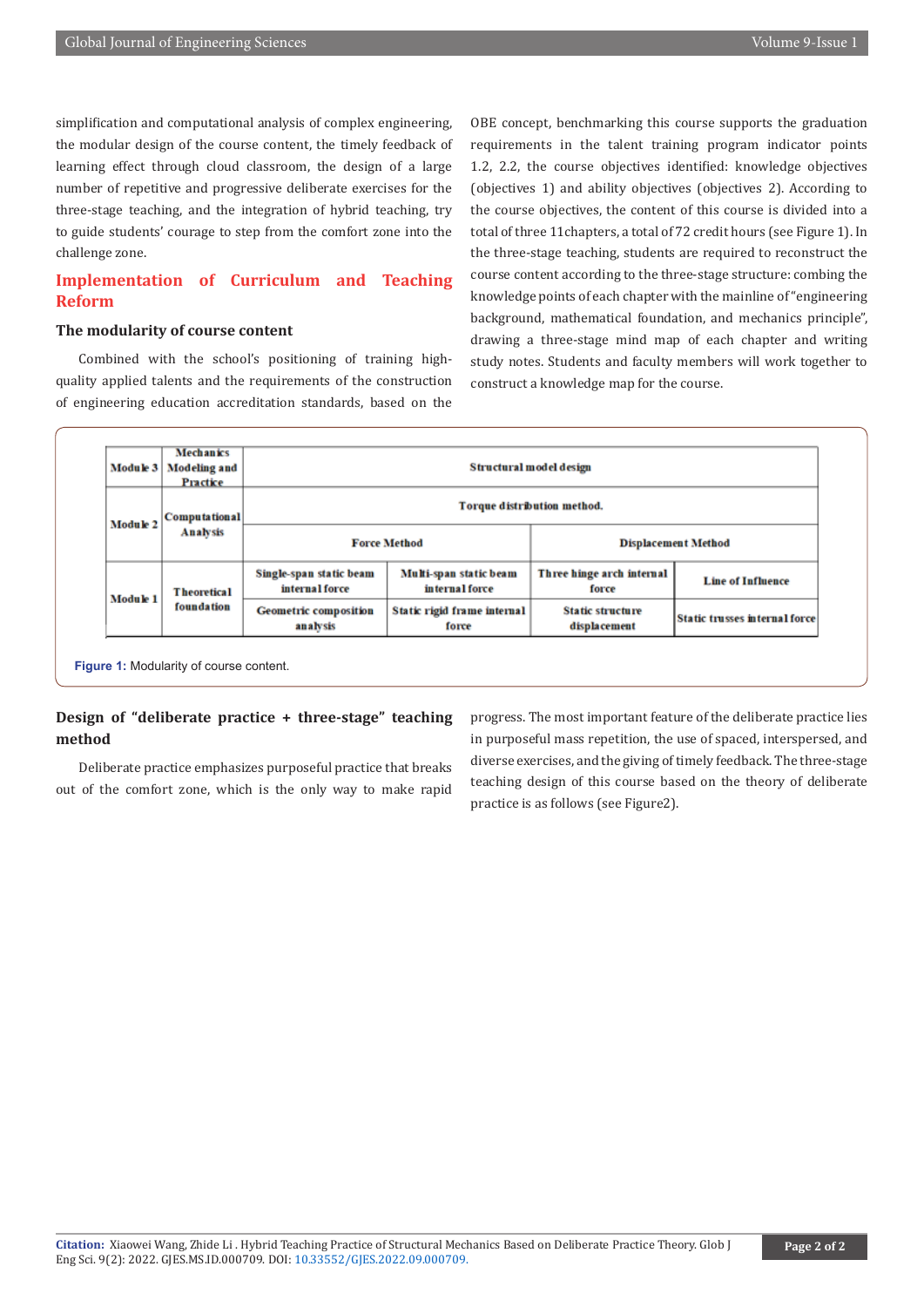simplification and computational analysis of complex engineering, the modular design of the course content, the timely feedback of learning effect through cloud classroom, the design of a large number of repetitive and progressive deliberate exercises for the three-stage teaching, and the integration of hybrid teaching, try to guide students' courage to step from the comfort zone into the challenge zone.

## Implementation of Curriculum and Teaching Reform

### The modularity of course content

Combined with the school's positioning of training high-quality applied talents and the requirements of the construction of engineering education accreditation standards, based on the OBE concept, benchmarking this course supports the graduation requirements in the talent training program indicator points 1.2, 2.2, the course objectives identified: knowledge objectives (objectives 1) and ability objectives (objectives 2). According to the course objectives, the content of this course is divided into a total of three 11chapters, a total of 72 credit hours (see Figure 1). In the three-stage teaching, students are required to reconstruct the course content according to the three-stage structure: combing the knowledge points of each chapter with the mainline of "engineering background, mathematical foundation, and mechanics principle", drawing a three-stage mind map of each chapter and writing study notes. Students and faculty members will work together to construct a knowledge map for the course.

| Module 3 | Mechanics Modeling and Practice | Structural model design | | | |
|---|---|---|---|---|---|
| Module 2 | Computational Analysis | Torque distribution method. | | | |
| | | Force Method | | Displacement Method | |
| Module 1 | Theoretical foundation | Single-span static beam internal force | Multi-span static beam internal force | Three hinge arch internal force | Line of Influence |
| | | Geometric composition analysis | Static rigid frame internal force | Static structure displacement | Static trusses internal force |

Figure 1: Modularity of course content.

### Design of "deliberate practice + three-stage" teaching method

Deliberate practice emphasizes purposeful practice that breaks out of the comfort zone, which is the only way to make rapid progress. The most important feature of the deliberate practice lies in purposeful mass repetition, the use of spaced, interspersed, and diverse exercises, and the giving of timely feedback. The three-stage teaching design of this course based on the theory of deliberate practice is as follows (see Figure2).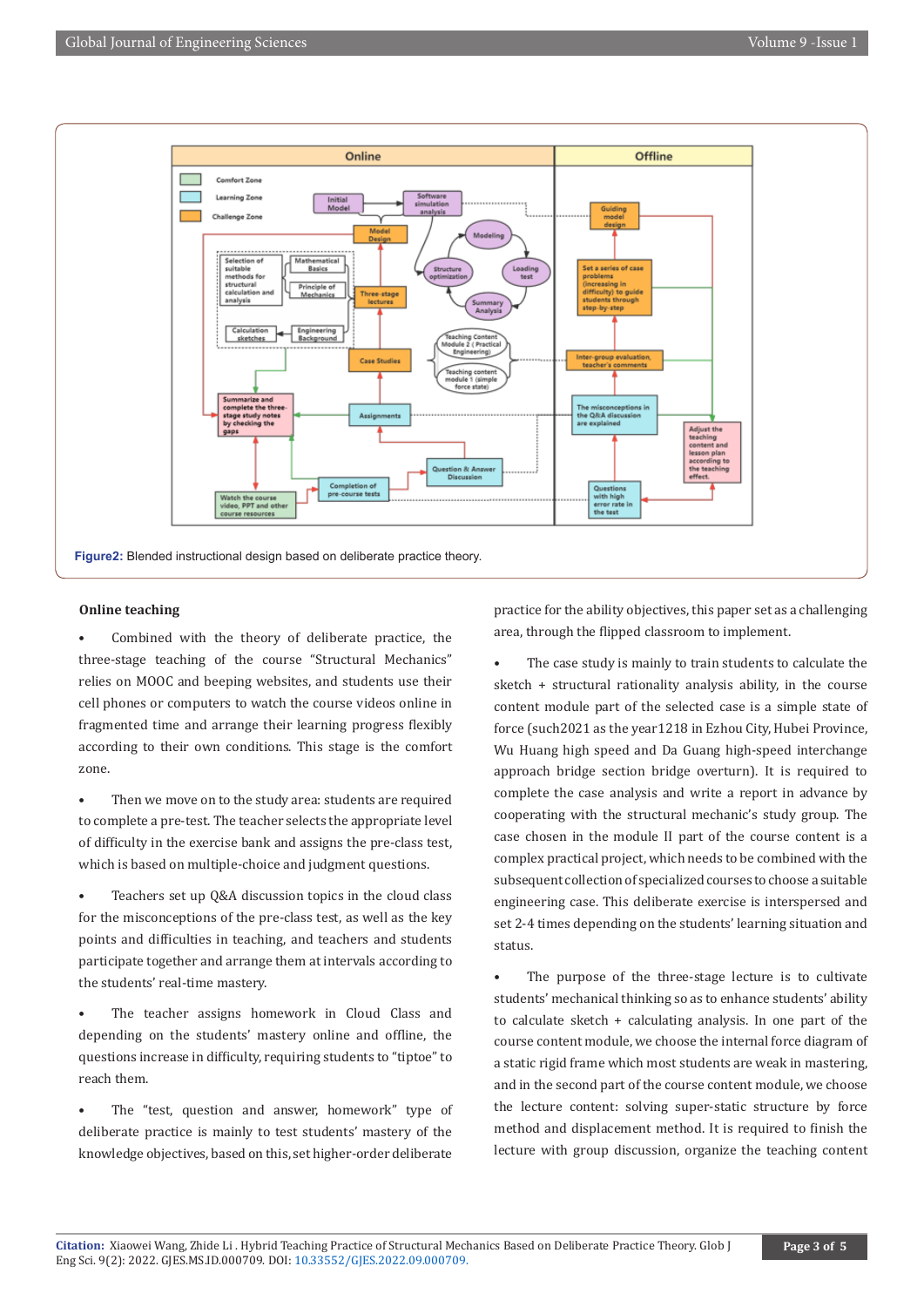Figure2: Blended instructional design based on deliberate practice theory.

**Online teaching**

- Combined with the theory of deliberate practice, the three-stage teaching of the course "Structural Mechanics" relies on MOOC and beeping websites, and students use their cell phones or computers to watch the course videos online in fragmented time and arrange their learning progress flexibly according to their own conditions. This stage is the comfort zone.

- Then we move on to the study area: students are required to complete a pre-test. The teacher selects the appropriate level of difficulty in the exercise bank and assigns the pre-class test, which is based on multiple-choice and judgment questions.

- Teachers set up Q&A discussion topics in the cloud class for the misconceptions of the pre-class test, as well as the key points and difficulties in teaching, and teachers and students participate together and arrange them at intervals according to the students' real-time mastery.

- The teacher assigns homework in Cloud Class and depending on the students' mastery online and offline, the questions increase in difficulty, requiring students to "tiptoe" to reach them.

- The "test, question and answer, homework" type of deliberate practice is mainly to test students' mastery of the knowledge objectives, based on this, set higher-order deliberate practice for the ability objectives, this paper set as a challenging area, through the flipped classroom to implement.

- The case study is mainly to train students to calculate the sketch + structural rationality analysis ability, in the course content module part of the selected case is a simple state of force (such2021 as the year1218 in Ezhou City, Hubei Province, Wu Huang high speed and Da Guang high-speed interchange approach bridge section bridge overturn). It is required to complete the case analysis and write a report in advance by cooperating with the structural mechanic's study group. The case chosen in the module II part of the course content is a complex practical project, which needs to be combined with the subsequent collection of specialized courses to choose a suitable engineering case. This deliberate exercise is interspersed and set 2-4 times depending on the students' learning situation and status.

- The purpose of the three-stage lecture is to cultivate students' mechanical thinking so as to enhance students' ability to calculate sketch + calculating analysis. In one part of the course content module, we choose the internal force diagram of a static rigid frame which most students are weak in mastering, and in the second part of the course content module, we choose the lecture content: solving super-static structure by force method and displacement method. It is required to finish the lecture with group discussion, organize the teaching content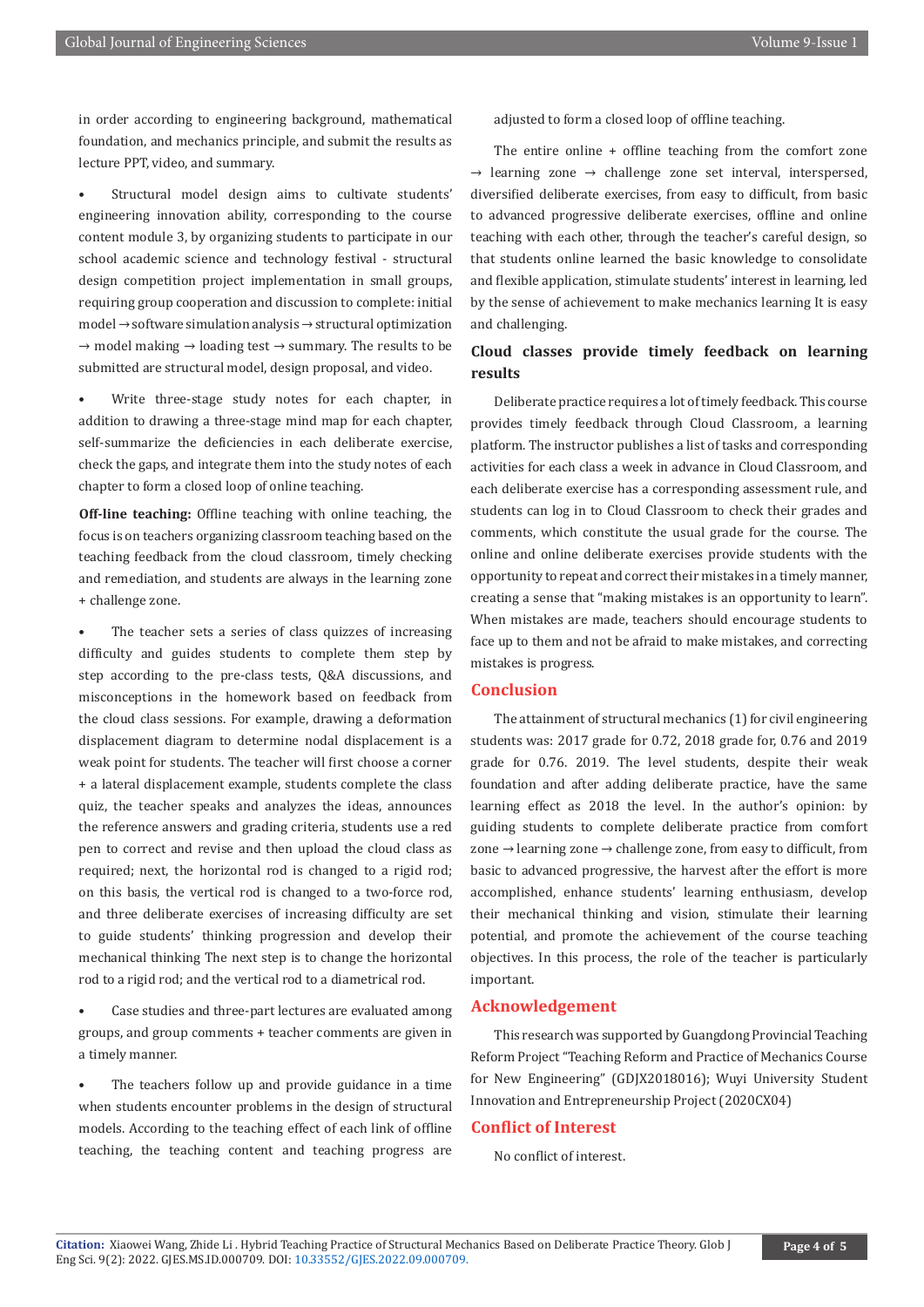in order according to engineering background, mathematical foundation, and mechanics principle, and submit the results as lecture PPT, video, and summary.

- Structural model design aims to cultivate students' engineering innovation ability, corresponding to the course content module 3, by organizing students to participate in our school academic science and technology festival - structural design competition project implementation in small groups, requiring group cooperation and discussion to complete: initial model → software simulation analysis → structural optimization → model making → loading test → summary. The results to be submitted are structural model, design proposal, and video.

- Write three-stage study notes for each chapter, in addition to drawing a three-stage mind map for each chapter, self-summarize the deficiencies in each deliberate exercise, check the gaps, and integrate them into the study notes of each chapter to form a closed loop of online teaching.

**Off-line teaching:** Offline teaching with online teaching, the focus is on teachers organizing classroom teaching based on the teaching feedback from the cloud classroom, timely checking and remediation, and students are always in the learning zone + challenge zone.

- The teacher sets a series of class quizzes of increasing difficulty and guides students to complete them step by step according to the pre-class tests, Q&A discussions, and misconceptions in the homework based on feedback from the cloud class sessions. For example, drawing a deformation displacement diagram to determine nodal displacement is a weak point for students. The teacher will first choose a corner + a lateral displacement example, students complete the class quiz, the teacher speaks and analyzes the ideas, announces the reference answers and grading criteria, students use a red pen to correct and revise and then upload the cloud class as required; next, the horizontal rod is changed to a rigid rod; on this basis, the vertical rod is changed to a two-force rod, and three deliberate exercises of increasing difficulty are set to guide students' thinking progression and develop their mechanical thinking The next step is to change the horizontal rod to a rigid rod; and the vertical rod to a diametrical rod.

- Case studies and three-part lectures are evaluated among groups, and group comments + teacher comments are given in a timely manner.

- The teachers follow up and provide guidance in a time when students encounter problems in the design of structural models. According to the teaching effect of each link of offline teaching, the teaching content and teaching progress are adjusted to form a closed loop of offline teaching.

The entire online + offline teaching from the comfort zone → learning zone → challenge zone set interval, interspersed, diversified deliberate exercises, from easy to difficult, from basic to advanced progressive deliberate exercises, offline and online teaching with each other, through the teacher's careful design, so that students online learned the basic knowledge to consolidate and flexible application, stimulate students' interest in learning, led by the sense of achievement to make mechanics learning It is easy and challenging.

### Cloud classes provide timely feedback on learning results

Deliberate practice requires a lot of timely feedback. This course provides timely feedback through Cloud Classroom, a learning platform. The instructor publishes a list of tasks and corresponding activities for each class a week in advance in Cloud Classroom, and each deliberate exercise has a corresponding assessment rule, and students can log in to Cloud Classroom to check their grades and comments, which constitute the usual grade for the course. The online and online deliberate exercises provide students with the opportunity to repeat and correct their mistakes in a timely manner, creating a sense that "making mistakes is an opportunity to learn". When mistakes are made, teachers should encourage students to face up to them and not be afraid to make mistakes, and correcting mistakes is progress.

## Conclusion

The attainment of structural mechanics (1) for civil engineering students was: 2017 grade for 0.72, 2018 grade for, 0.76 and 2019 grade for 0.76. 2019. The level students, despite their weak foundation and after adding deliberate practice, have the same learning effect as 2018 the level. In the author's opinion: by guiding students to complete deliberate practice from comfort zone → learning zone → challenge zone, from easy to difficult, from basic to advanced progressive, the harvest after the effort is more accomplished, enhance students' learning enthusiasm, develop their mechanical thinking and vision, stimulate their learning potential, and promote the achievement of the course teaching objectives. In this process, the role of the teacher is particularly important.

## Acknowledgement

This research was supported by Guangdong Provincial Teaching Reform Project "Teaching Reform and Practice of Mechanics Course for New Engineering" (GDJX2018016); Wuyi University Student Innovation and Entrepreneurship Project (2020CX04)

## Conflict of Interest

No conflict of interest.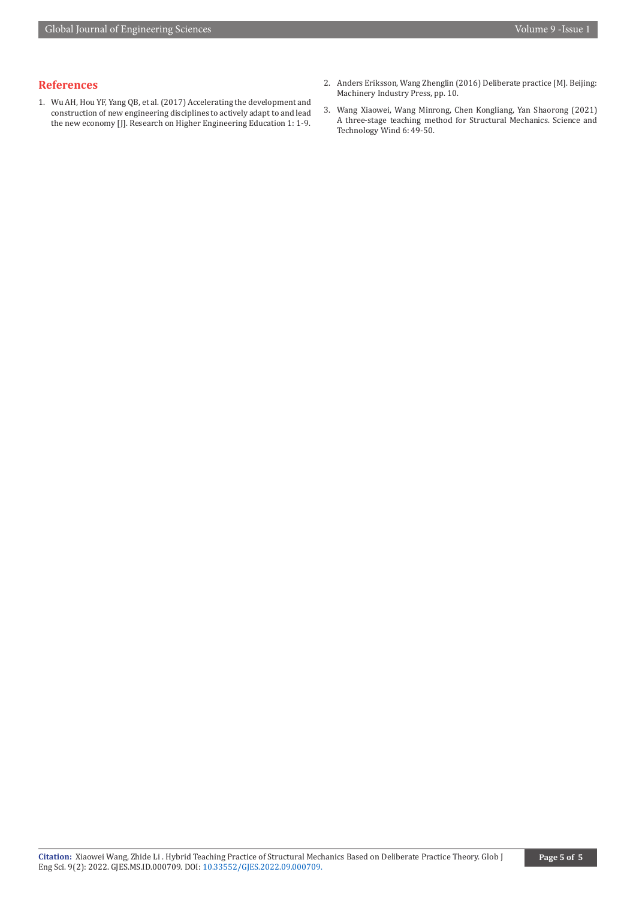## References

1. Wu AH, Hou YF, Yang QB, et al. (2017) Accelerating the development and construction of new engineering disciplines to actively adapt to and lead the new economy [J]. Research on Higher Engineering Education 1: 1-9.
2. Anders Eriksson, Wang Zhenglin (2016) Deliberate practice [M]. Beijing: Machinery Industry Press, pp. 10.
3. Wang Xiaowei, Wang Minrong, Chen Kongliang, Yan Shaorong (2021) A three-stage teaching method for Structural Mechanics. Science and Technology Wind 6: 49-50.

**Citation:** Xiaowei Wang, Zhide Li . Hybrid Teaching Practice of Structural Mechanics Based on Deliberate Practice Theory. Glob J Eng Sci. 9(2): 2022. GJES.MS.ID.000709. DOI: 10.33552/GJES.2022.09.000709.